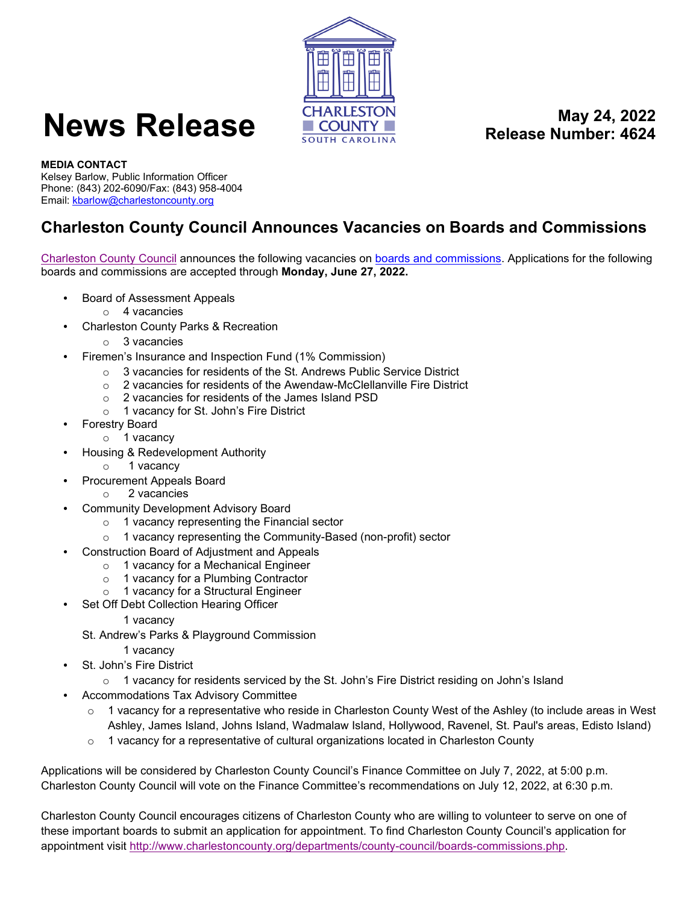# News Release

CHARLESTON COUNTY
SOUTH CAROLINA

**May 24, 2022**
**Release Number: 4624**

**MEDIA CONTACT**
Kelsey Barlow, Public Information Officer
Phone: (843) 202-6090/Fax: (843) 958-4004
Email: kbarlow@charlestoncounty.org

## Charleston County Council Announces Vacancies on Boards and Commissions

Charleston County Council announces the following vacancies on boards and commissions. Applications for the following boards and commissions are accepted through **Monday, June 27, 2022.**

- Board of Assessment Appeals
  - 4 vacancies
- Charleston County Parks & Recreation
  - 3 vacancies
- Firemen's Insurance and Inspection Fund (1% Commission)
  - 3 vacancies for residents of the St. Andrews Public Service District
  - 2 vacancies for residents of the Awendaw-McClellanville Fire District
  - 2 vacancies for residents of the James Island PSD
  - 1 vacancy for St. John's Fire District
- Forestry Board
  - 1 vacancy
- Housing & Redevelopment Authority
  - 1 vacancy
- Procurement Appeals Board
  - 2 vacancies
- Community Development Advisory Board
  - 1 vacancy representing the Financial sector
  - 1 vacancy representing the Community-Based (non-profit) sector
- Construction Board of Adjustment and Appeals
  - 1 vacancy for a Mechanical Engineer
  - 1 vacancy for a Plumbing Contractor
  - 1 vacancy for a Structural Engineer
- Set Off Debt Collection Hearing Officer
  - 1 vacancy
- St. Andrew's Parks & Playground Commission
  - 1 vacancy
- St. John's Fire District
  - 1 vacancy for residents serviced by the St. John's Fire District residing on John's Island
- Accommodations Tax Advisory Committee
  - 1 vacancy for a representative who reside in Charleston County West of the Ashley (to include areas in West Ashley, James Island, Johns Island, Wadmalaw Island, Hollywood, Ravenel, St. Paul's areas, Edisto Island)
  - 1 vacancy for a representative of cultural organizations located in Charleston County

Applications will be considered by Charleston County Council's Finance Committee on July 7, 2022, at 5:00 p.m. Charleston County Council will vote on the Finance Committee's recommendations on July 12, 2022, at 6:30 p.m.

Charleston County Council encourages citizens of Charleston County who are willing to volunteer to serve on one of these important boards to submit an application for appointment. To find Charleston County Council's application for appointment visit http://www.charlestoncounty.org/departments/county-council/boards-commissions.php.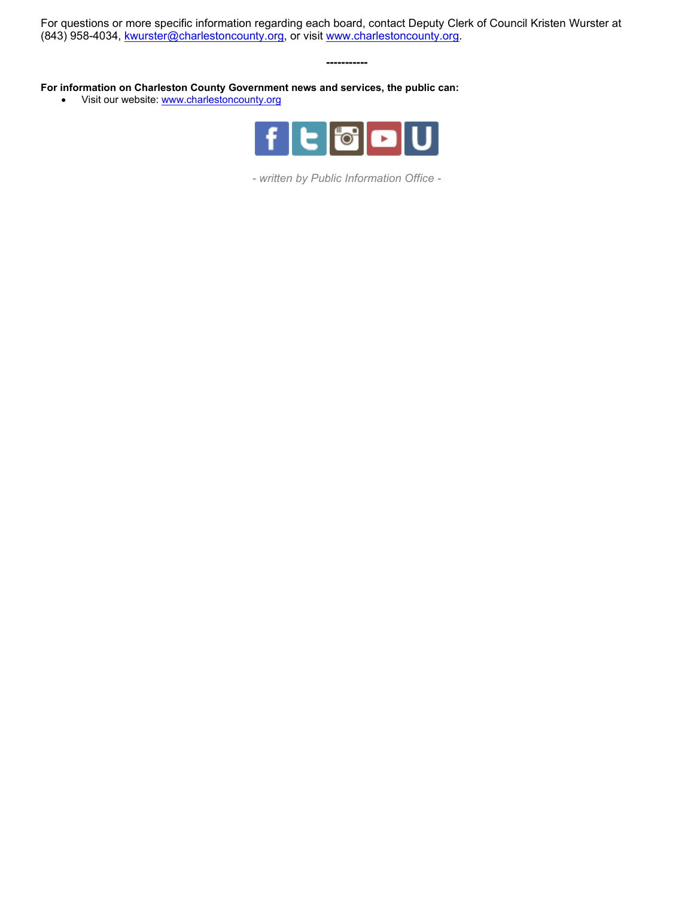For questions or more specific information regarding each board, contact Deputy Clerk of Council Kristen Wurster at (843) 958-4034, kwurster@charlestoncounty.org, or visit www.charlestoncounty.org.

**-----------**

**For information on Charleston County Government news and services, the public can:**

- Visit our website: www.charlestoncounty.org

*- written by Public Information Office -*